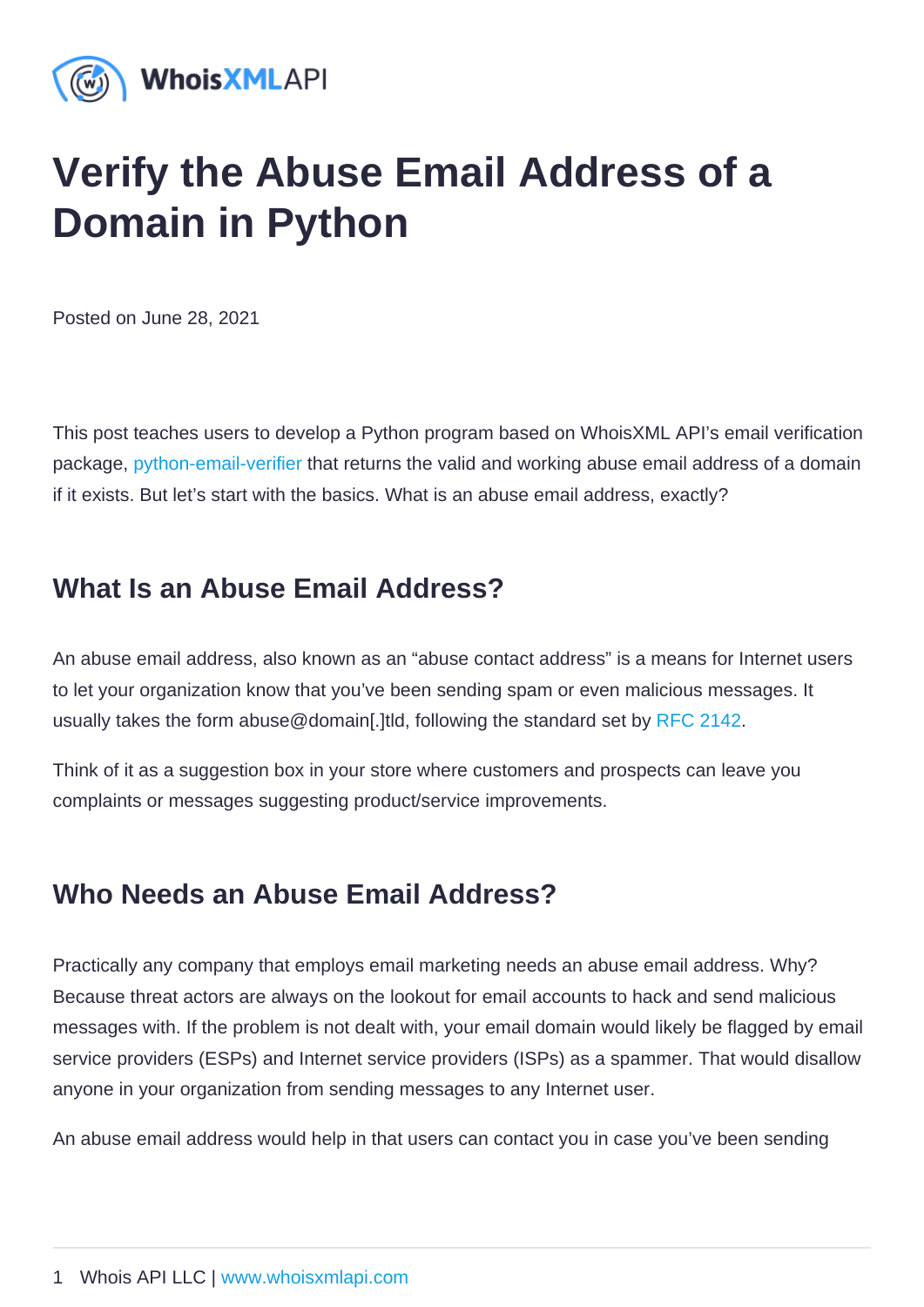# Verify the Abuse Email Address of a Domain in Python

Posted on June 28, 2021

This post teaches users to develop a Python program based on WhoisXML API's email verification package, python-email-verifier that returns the valid and working abuse email address of a domain if it exists. But let's start with the basics. What is an abuse email address, exactly?

## What Is an Abuse Email Address?

An abuse email address, also known as an "abuse contact address" is a means for Internet users to let your organization know that you've been sending spam or even malicious messages. It usually takes the form abuse@domain[.]tld, following the standard set by RFC 2142.

Think of it as a suggestion box in your store where customers and prospects can leave you complaints or messages suggesting product/service improvements.

## Who Needs an Abuse Email Address?

Practically any company that employs email marketing needs an abuse email address. Why? Because threat actors are always on the lookout for email accounts to hack and send malicious messages with. If the problem is not dealt with, your email domain would likely be flagged by email service providers (ESPs) and Internet service providers (ISPs) as a spammer. That would disallow anyone in your organization from sending messages to any Internet user.

An abuse email address would help in that users can contact you in case you've been sending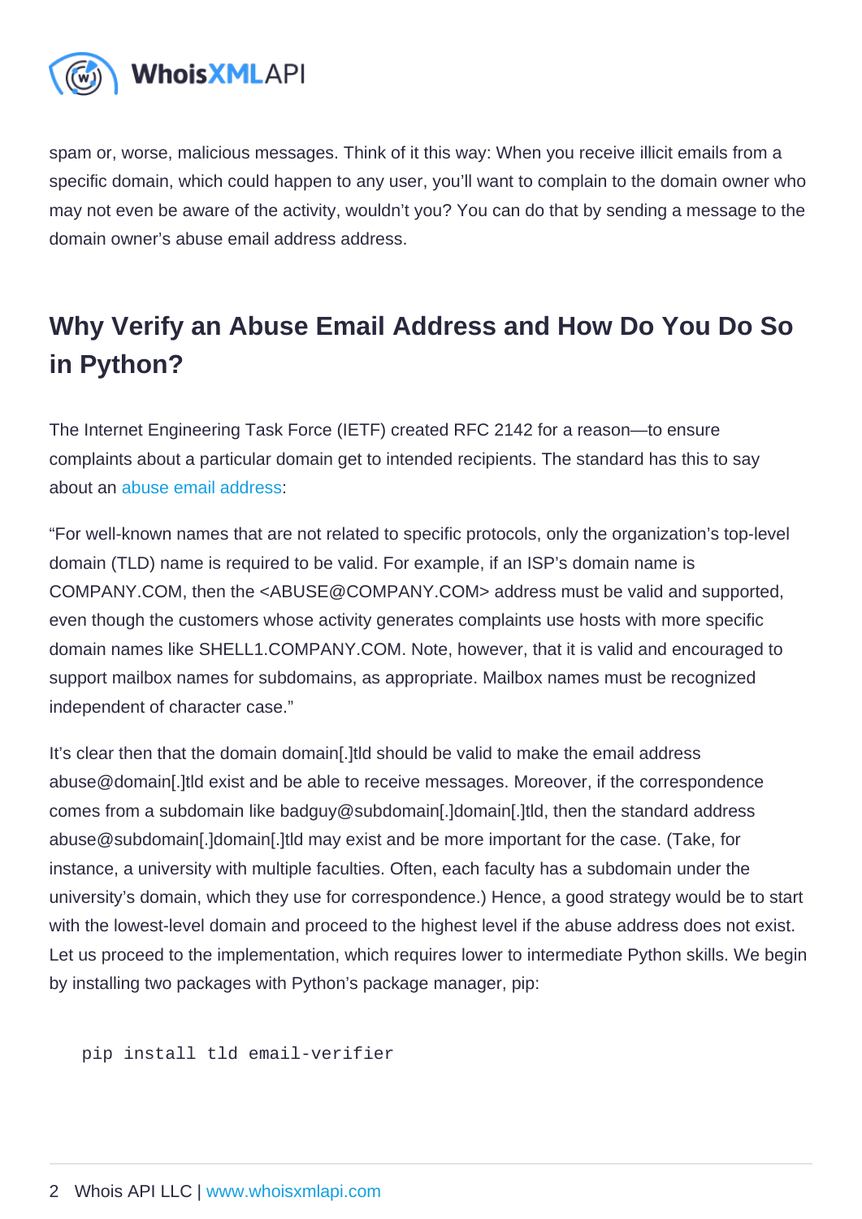spam or, worse, malicious messages. Think of it this way: When you receive illicit emails from a specific domain, which could happen to any user, you'll want to complain to the domain owner who may not even be aware of the activity, wouldn't you? You can do that by sending a message to the domain owner's abuse email address address.

## Why Verify an Abuse Email Address and How Do You Do So in Python?

The Internet Engineering Task Force (IETF) created RFC 2142 for a reason—to ensure complaints about a particular domain get to intended recipients. The standard has this to say about an abuse email address:

"For well-known names that are not related to specific protocols, only the organization's top-level domain (TLD) name is required to be valid. For example, if an ISP's domain name is COMPANY.COM, then the <ABUSE@COMPANY.COM> address must be valid and supported, even though the customers whose activity generates complaints use hosts with more specific domain names like SHELL1.COMPANY.COM. Note, however, that it is valid and encouraged to support mailbox names for subdomains, as appropriate. Mailbox names must be recognized independent of character case."

It's clear then that the domain domain[.]tld should be valid to make the email address abuse@domain[.]tld exist and be able to receive messages. Moreover, if the correspondence comes from a subdomain like badguy@subdomain[.]domain[.]tld, then the standard address abuse@subdomain[.]domain[.]tld may exist and be more important for the case. (Take, for instance, a university with multiple faculties. Often, each faculty has a subdomain under the university's domain, which they use for correspondence.) Hence, a good strategy would be to start with the lowest-level domain and proceed to the highest level if the abuse address does not exist. Let us proceed to the implementation, which requires lower to intermediate Python skills. We begin by installing two packages with Python's package manager, pip:

```
pip install tld email-verifier
```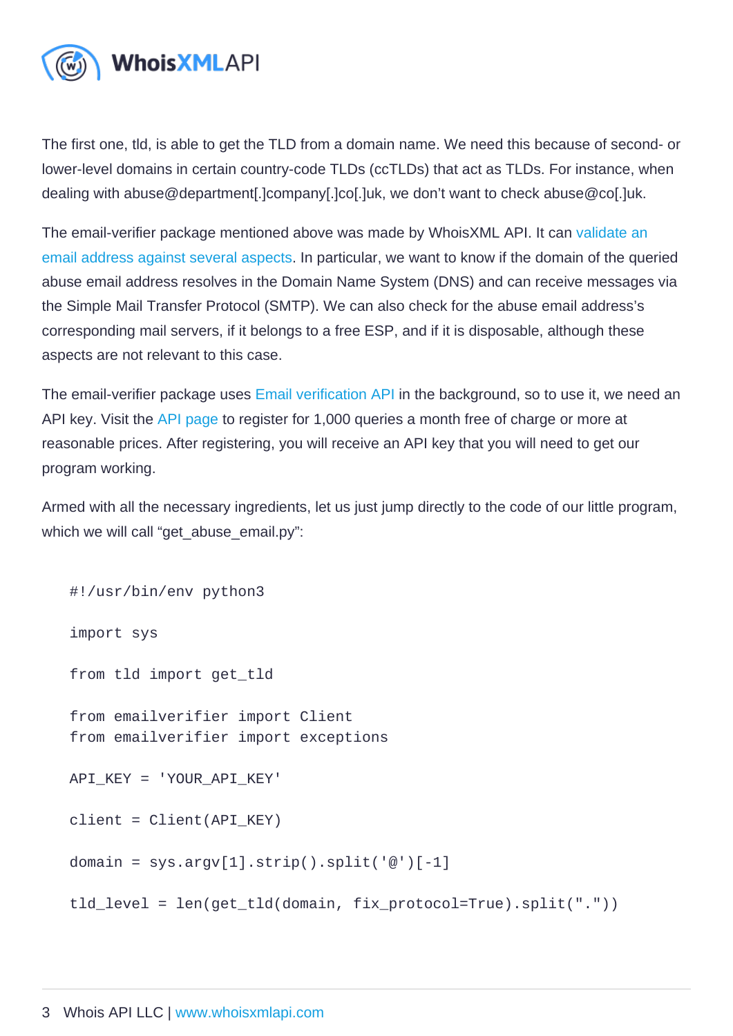The first one, tld, is able to get the TLD from a domain name. We need this because of second- or lower-level domains in certain country-code TLDs (ccTLDs) that act as TLDs. For instance, when dealing with abuse@department[.]company[.]co[.]uk, we don't want to check abuse@co[.]uk.

The email-verifier package mentioned above was made by WhoisXML API. It can validate an email address against several aspects. In particular, we want to know if the domain of the queried abuse email address resolves in the Domain Name System (DNS) and can receive messages via the Simple Mail Transfer Protocol (SMTP). We can also check for the abuse email address's corresponding mail servers, if it belongs to a free ESP, and if it is disposable, although these aspects are not relevant to this case.

The email-verifier package uses Email verification API in the background, so to use it, we need an API key. Visit the API page to register for 1,000 queries a month free of charge or more at reasonable prices. After registering, you will receive an API key that you will need to get our program working.

Armed with all the necessary ingredients, let us just jump directly to the code of our little program, which we will call "get_abuse_email.py":

```
#!/usr/bin/env python3

import sys

from tld import get_tld

from emailverifier import Client
from emailverifier import exceptions

API_KEY = 'YOUR_API_KEY'

client = Client(API_KEY)

domain = sys.argv[1].strip().split('@')[-1]

tld_level = len(get_tld(domain, fix_protocol=True).split("."))
```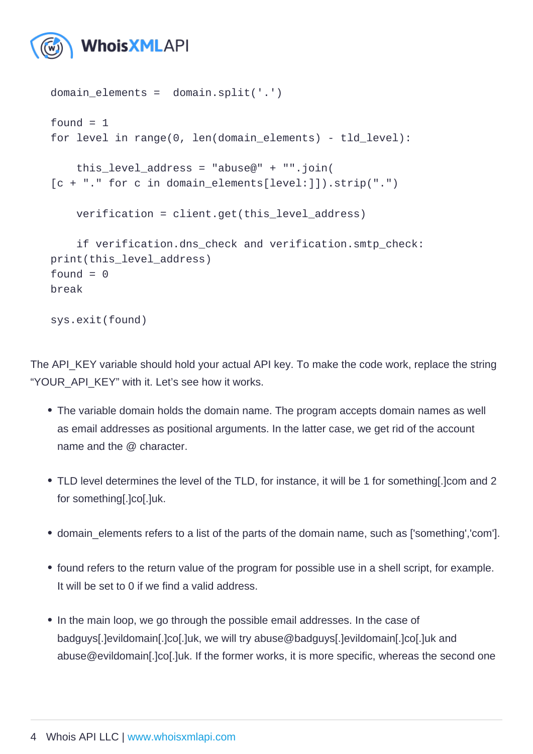```
domain_elements =  domain.split('.')

found = 1
for level in range(0, len(domain_elements) - tld_level):

    this_level_address = "abuse@" + "".join(
[c + "." for c in domain_elements[level:]]).strip(".")

    verification = client.get(this_level_address)

    if verification.dns_check and verification.smtp_check:
print(this_level_address)
found = 0
break

sys.exit(found)
```

The API_KEY variable should hold your actual API key. To make the code work, replace the string "YOUR_API_KEY" with it. Let's see how it works.

- The variable domain holds the domain name. The program accepts domain names as well as email addresses as positional arguments. In the latter case, we get rid of the account name and the @ character.
- TLD level determines the level of the TLD, for instance, it will be 1 for something[.]com and 2 for something[.]co[.]uk.
- domain_elements refers to a list of the parts of the domain name, such as ['something','com'].
- found refers to the return value of the program for possible use in a shell script, for example. It will be set to 0 if we find a valid address.
- In the main loop, we go through the possible email addresses. In the case of badguys[.]evildomain[.]co[.]uk, we will try abuse@badguys[.]evildomain[.]co[.]uk and abuse@evildomain[.]co[.]uk. If the former works, it is more specific, whereas the second one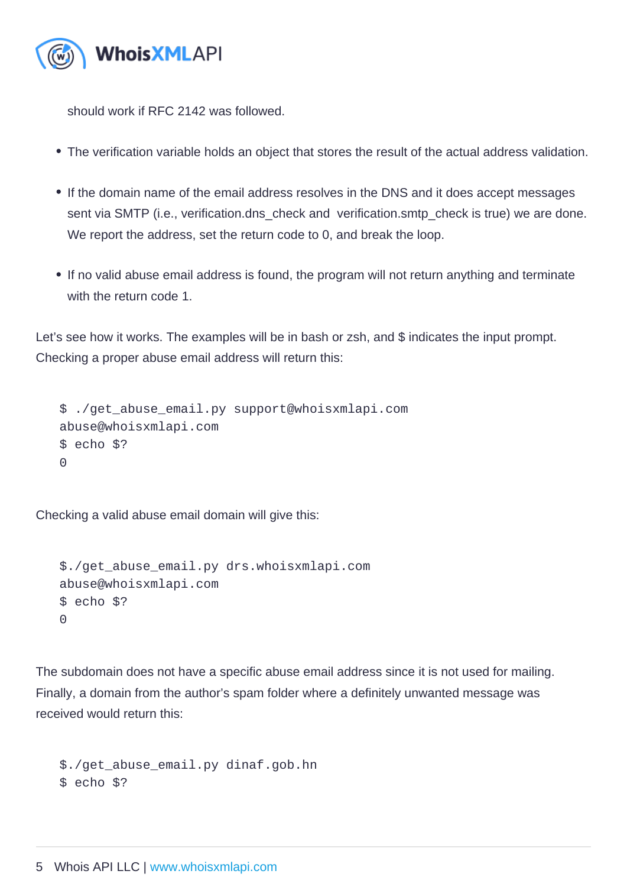should work if RFC 2142 was followed.

- The verification variable holds an object that stores the result of the actual address validation.
- If the domain name of the email address resolves in the DNS and it does accept messages sent via SMTP (i.e., verification.dns_check and verification.smtp_check is true) we are done. We report the address, set the return code to 0, and break the loop.
- If no valid abuse email address is found, the program will not return anything and terminate with the return code 1.

Let's see how it works. The examples will be in bash or zsh, and $ indicates the input prompt. Checking a proper abuse email address will return this:

```
$ ./get_abuse_email.py support@whoisxmlapi.com
abuse@whoisxmlapi.com
$ echo $?
0
```

Checking a valid abuse email domain will give this:

```
$./get_abuse_email.py drs.whoisxmlapi.com
abuse@whoisxmlapi.com
$ echo $?
0
```

The subdomain does not have a specific abuse email address since it is not used for mailing. Finally, a domain from the author's spam folder where a definitely unwanted message was received would return this:

```
$./get_abuse_email.py dinaf.gob.hn
$ echo $?
```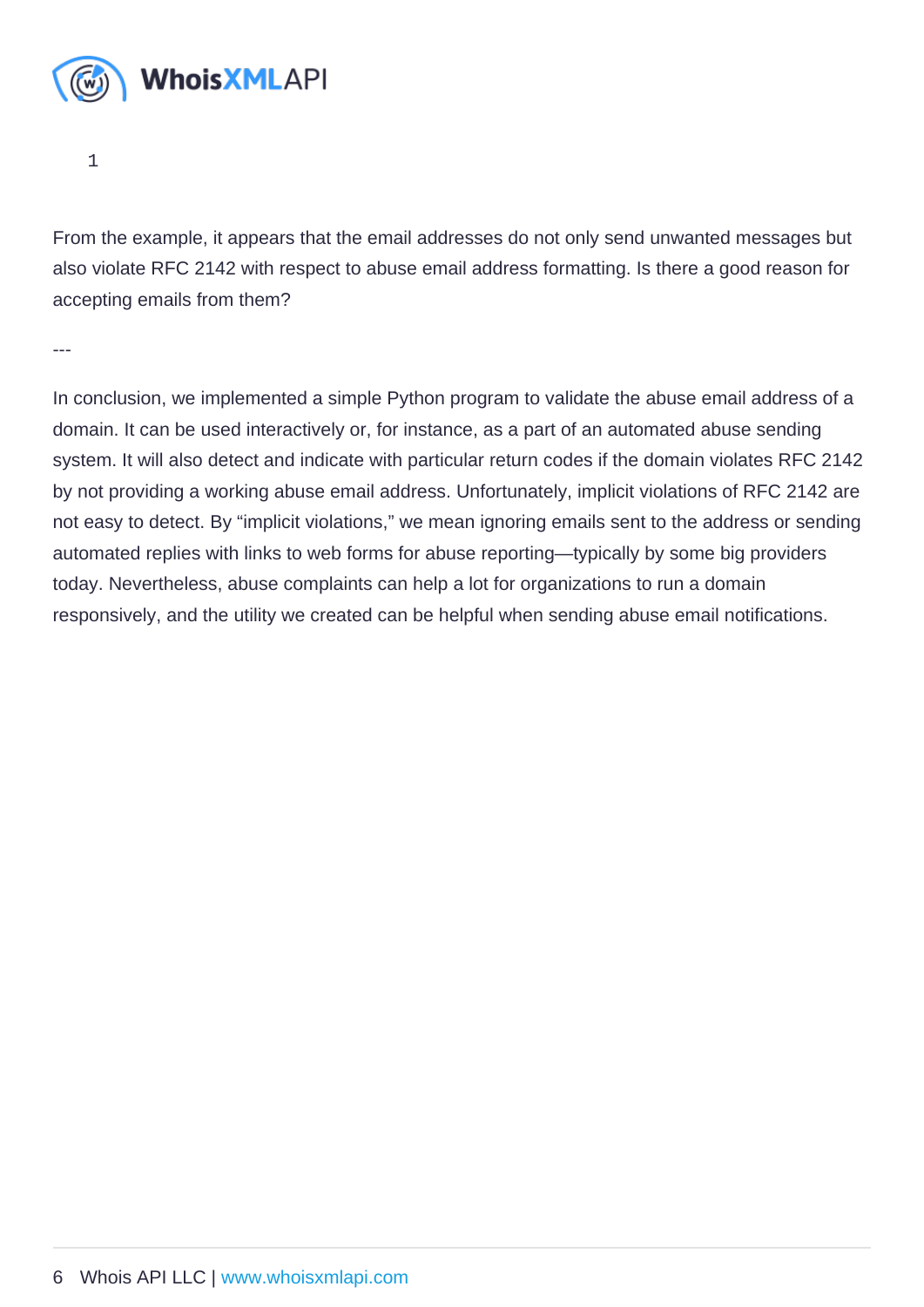```
1
```

From the example, it appears that the email addresses do not only send unwanted messages but also violate RFC 2142 with respect to abuse email address formatting. Is there a good reason for accepting emails from them?

---

In conclusion, we implemented a simple Python program to validate the abuse email address of a domain. It can be used interactively or, for instance, as a part of an automated abuse sending system. It will also detect and indicate with particular return codes if the domain violates RFC 2142 by not providing a working abuse email address. Unfortunately, implicit violations of RFC 2142 are not easy to detect. By "implicit violations," we mean ignoring emails sent to the address or sending automated replies with links to web forms for abuse reporting—typically by some big providers today. Nevertheless, abuse complaints can help a lot for organizations to run a domain responsively, and the utility we created can be helpful when sending abuse email notifications.